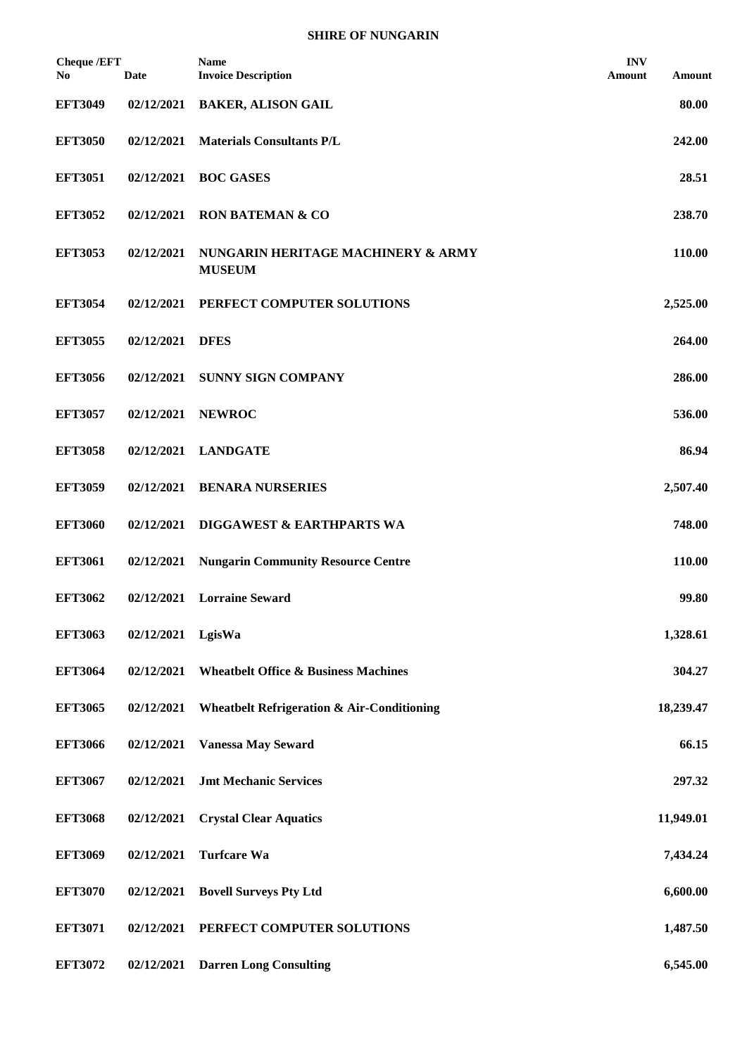**SHIRE OF NUNGARIN**

| Cheque /EFT No | Date | Name<br>Invoice Description | INV Amount | Amount |
|---|---|---|---|---|
| EFT3049 | 02/12/2021 | BAKER, ALISON GAIL | | 80.00 |
| EFT3050 | 02/12/2021 | Materials Consultants P/L | | 242.00 |
| EFT3051 | 02/12/2021 | BOC GASES | | 28.51 |
| EFT3052 | 02/12/2021 | RON BATEMAN & CO | | 238.70 |
| EFT3053 | 02/12/2021 | NUNGARIN HERITAGE MACHINERY & ARMY MUSEUM | | 110.00 |
| EFT3054 | 02/12/2021 | PERFECT COMPUTER SOLUTIONS | | 2,525.00 |
| EFT3055 | 02/12/2021 | DFES | | 264.00 |
| EFT3056 | 02/12/2021 | SUNNY SIGN COMPANY | | 286.00 |
| EFT3057 | 02/12/2021 | NEWROC | | 536.00 |
| EFT3058 | 02/12/2021 | LANDGATE | | 86.94 |
| EFT3059 | 02/12/2021 | BENARA NURSERIES | | 2,507.40 |
| EFT3060 | 02/12/2021 | DIGGAWEST & EARTHPARTS WA | | 748.00 |
| EFT3061 | 02/12/2021 | Nungarin Community Resource Centre | | 110.00 |
| EFT3062 | 02/12/2021 | Lorraine Seward | | 99.80 |
| EFT3063 | 02/12/2021 | LgisWa | | 1,328.61 |
| EFT3064 | 02/12/2021 | Wheatbelt Office & Business Machines | | 304.27 |
| EFT3065 | 02/12/2021 | Wheatbelt Refrigeration & Air-Conditioning | | 18,239.47 |
| EFT3066 | 02/12/2021 | Vanessa May Seward | | 66.15 |
| EFT3067 | 02/12/2021 | Jmt Mechanic Services | | 297.32 |
| EFT3068 | 02/12/2021 | Crystal Clear Aquatics | | 11,949.01 |
| EFT3069 | 02/12/2021 | Turfcare Wa | | 7,434.24 |
| EFT3070 | 02/12/2021 | Bovell Surveys Pty Ltd | | 6,600.00 |
| EFT3071 | 02/12/2021 | PERFECT COMPUTER SOLUTIONS | | 1,487.50 |
| EFT3072 | 02/12/2021 | Darren Long Consulting | | 6,545.00 |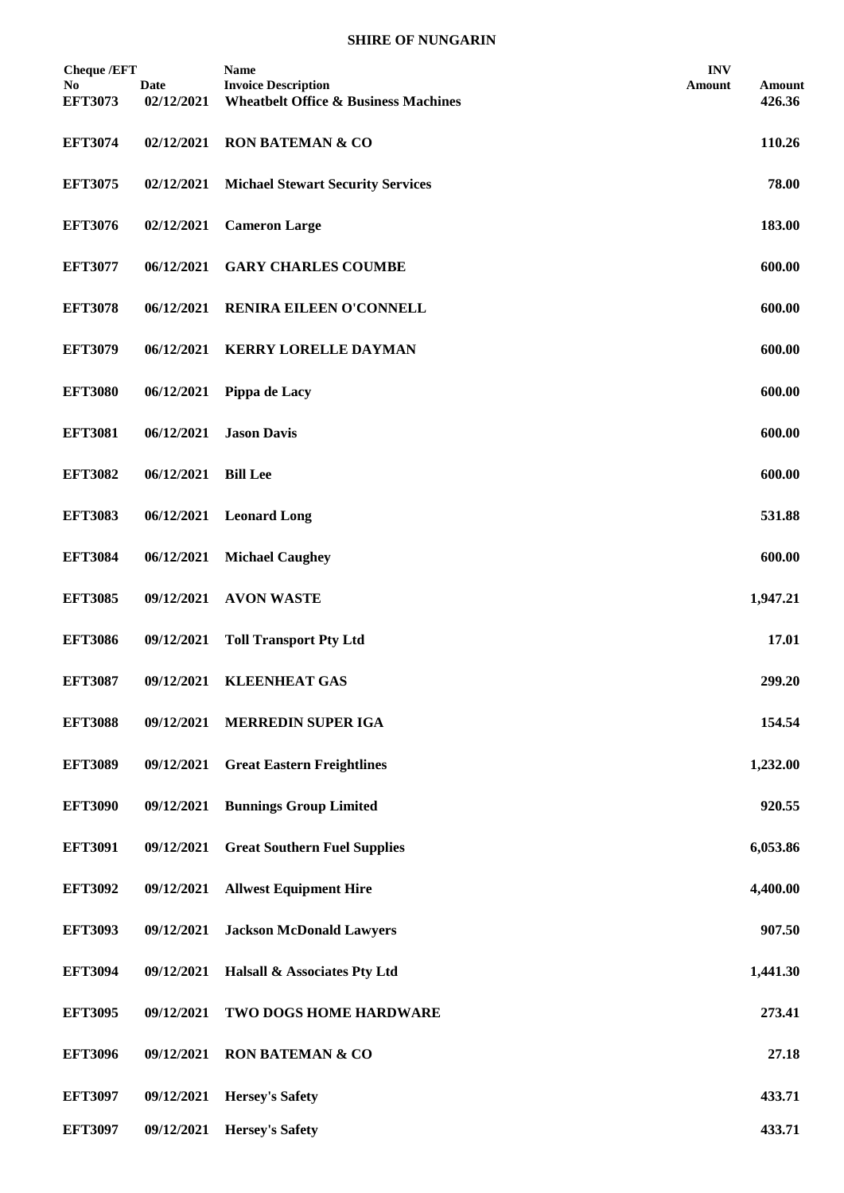**SHIRE OF NUNGARIN**

| Cheque /EFT No | Date | Name<br>Invoice Description | INV Amount | Amount |
|---|---|---|---|---|
| EFT3073 | 02/12/2021 | Wheatbelt Office & Business Machines | | 426.36 |
| EFT3074 | 02/12/2021 | RON BATEMAN & CO | | 110.26 |
| EFT3075 | 02/12/2021 | Michael Stewart Security Services | | 78.00 |
| EFT3076 | 02/12/2021 | Cameron Large | | 183.00 |
| EFT3077 | 06/12/2021 | GARY CHARLES COUMBE | | 600.00 |
| EFT3078 | 06/12/2021 | RENIRA EILEEN O'CONNELL | | 600.00 |
| EFT3079 | 06/12/2021 | KERRY LORELLE DAYMAN | | 600.00 |
| EFT3080 | 06/12/2021 | Pippa de Lacy | | 600.00 |
| EFT3081 | 06/12/2021 | Jason Davis | | 600.00 |
| EFT3082 | 06/12/2021 | Bill Lee | | 600.00 |
| EFT3083 | 06/12/2021 | Leonard Long | | 531.88 |
| EFT3084 | 06/12/2021 | Michael Caughey | | 600.00 |
| EFT3085 | 09/12/2021 | AVON WASTE | | 1,947.21 |
| EFT3086 | 09/12/2021 | Toll Transport Pty Ltd | | 17.01 |
| EFT3087 | 09/12/2021 | KLEENHEAT GAS | | 299.20 |
| EFT3088 | 09/12/2021 | MERREDIN SUPER IGA | | 154.54 |
| EFT3089 | 09/12/2021 | Great Eastern Freightlines | | 1,232.00 |
| EFT3090 | 09/12/2021 | Bunnings Group Limited | | 920.55 |
| EFT3091 | 09/12/2021 | Great Southern Fuel Supplies | | 6,053.86 |
| EFT3092 | 09/12/2021 | Allwest Equipment Hire | | 4,400.00 |
| EFT3093 | 09/12/2021 | Jackson McDonald Lawyers | | 907.50 |
| EFT3094 | 09/12/2021 | Halsall & Associates Pty Ltd | | 1,441.30 |
| EFT3095 | 09/12/2021 | TWO DOGS HOME HARDWARE | | 273.41 |
| EFT3096 | 09/12/2021 | RON BATEMAN & CO | | 27.18 |
| EFT3097 | 09/12/2021 | Hersey's Safety | | 433.71 |
| EFT3097 | 09/12/2021 | Hersey's Safety | | 433.71 |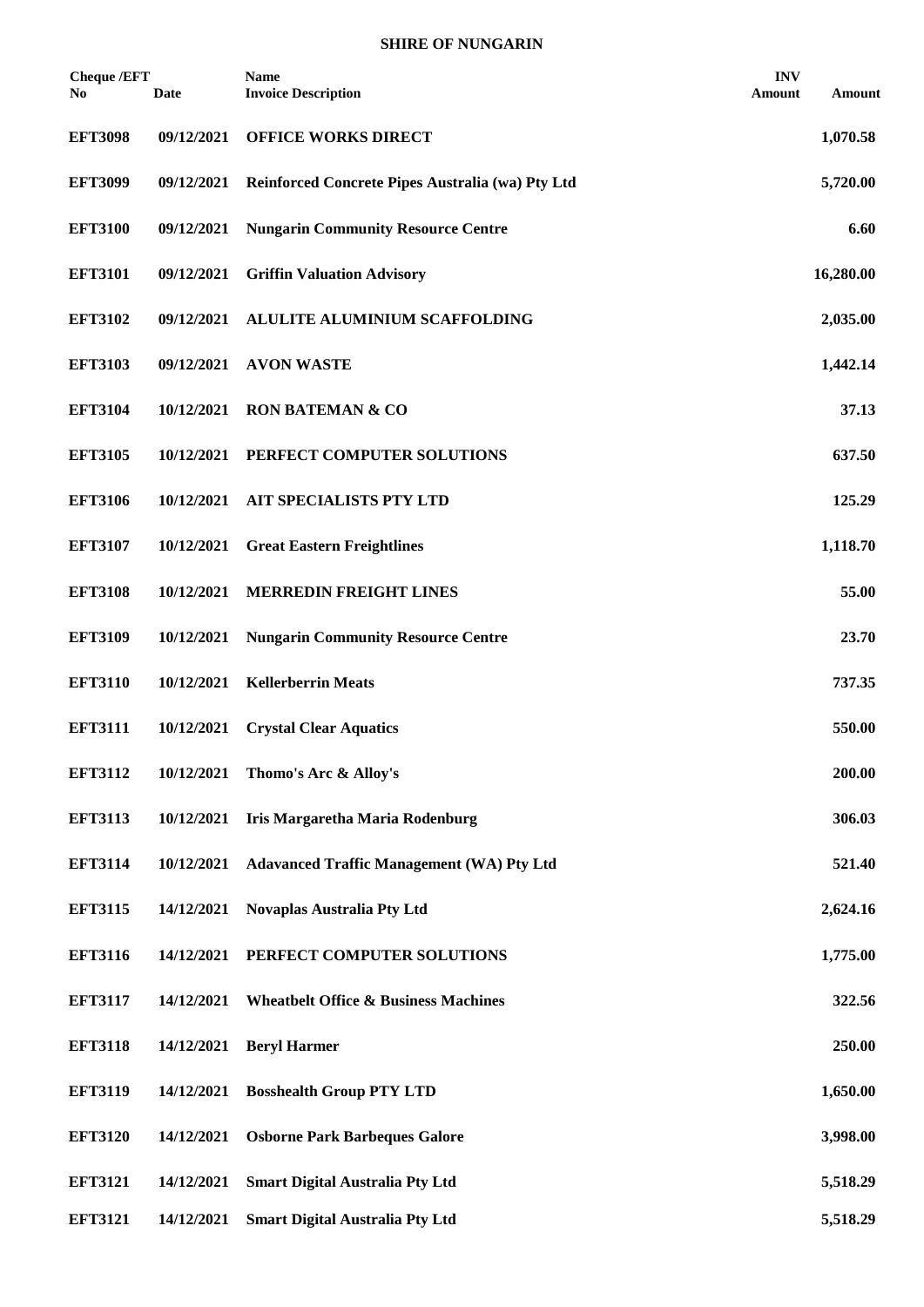**SHIRE OF NUNGARIN**

| Cheque /EFT No | Date | Name<br>Invoice Description | INV Amount | Amount |
|---|---|---|---|---|
| **EFT3098** | **09/12/2021** | **OFFICE WORKS DIRECT** | | **1,070.58** |
| **EFT3099** | **09/12/2021** | **Reinforced Concrete Pipes Australia (wa) Pty Ltd** | | **5,720.00** |
| **EFT3100** | **09/12/2021** | **Nungarin Community Resource Centre** | | **6.60** |
| **EFT3101** | **09/12/2021** | **Griffin Valuation Advisory** | | **16,280.00** |
| **EFT3102** | **09/12/2021** | **ALULITE ALUMINIUM SCAFFOLDING** | | **2,035.00** |
| **EFT3103** | **09/12/2021** | **AVON WASTE** | | **1,442.14** |
| **EFT3104** | **10/12/2021** | **RON BATEMAN & CO** | | **37.13** |
| **EFT3105** | **10/12/2021** | **PERFECT COMPUTER SOLUTIONS** | | **637.50** |
| **EFT3106** | **10/12/2021** | **AIT SPECIALISTS PTY LTD** | | **125.29** |
| **EFT3107** | **10/12/2021** | **Great Eastern Freightlines** | | **1,118.70** |
| **EFT3108** | **10/12/2021** | **MERREDIN FREIGHT LINES** | | **55.00** |
| **EFT3109** | **10/12/2021** | **Nungarin Community Resource Centre** | | **23.70** |
| **EFT3110** | **10/12/2021** | **Kellerberrin Meats** | | **737.35** |
| **EFT3111** | **10/12/2021** | **Crystal Clear Aquatics** | | **550.00** |
| **EFT3112** | **10/12/2021** | **Thomo's Arc & Alloy's** | | **200.00** |
| **EFT3113** | **10/12/2021** | **Iris Margaretha Maria Rodenburg** | | **306.03** |
| **EFT3114** | **10/12/2021** | **Adavanced Traffic Management (WA) Pty Ltd** | | **521.40** |
| **EFT3115** | **14/12/2021** | **Novaplas Australia Pty Ltd** | | **2,624.16** |
| **EFT3116** | **14/12/2021** | **PERFECT COMPUTER SOLUTIONS** | | **1,775.00** |
| **EFT3117** | **14/12/2021** | **Wheatbelt Office & Business Machines** | | **322.56** |
| **EFT3118** | **14/12/2021** | **Beryl Harmer** | | **250.00** |
| **EFT3119** | **14/12/2021** | **Bosshealth Group PTY LTD** | | **1,650.00** |
| **EFT3120** | **14/12/2021** | **Osborne Park Barbeques Galore** | | **3,998.00** |
| **EFT3121** | **14/12/2021** | **Smart Digital Australia Pty Ltd** | | **5,518.29** |
| **EFT3121** | **14/12/2021** | **Smart Digital Australia Pty Ltd** | | **5,518.29** |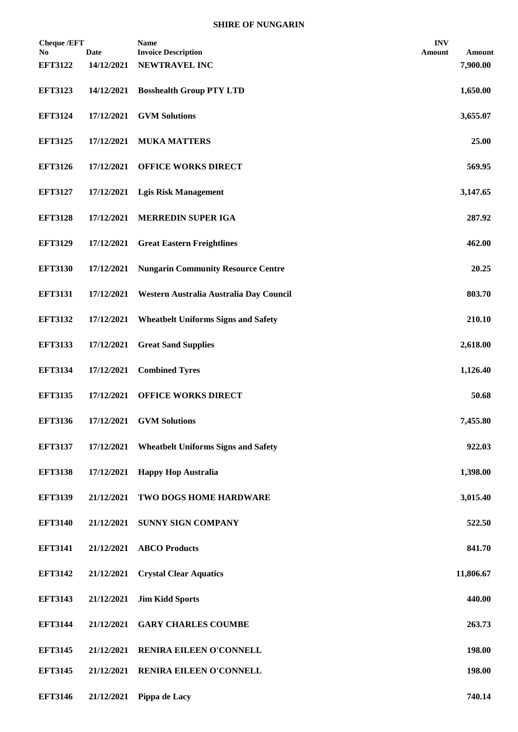**SHIRE OF NUNGARIN**

| Cheque /EFT No | Date | Name<br>Invoice Description | INV Amount | Amount |
|---|---|---|---|---|
| **EFT3122** | **14/12/2021** | **NEWTRAVEL INC** | | **7,900.00** |
| **EFT3123** | **14/12/2021** | **Bosshealth Group PTY LTD** | | **1,650.00** |
| **EFT3124** | **17/12/2021** | **GVM Solutions** | | **3,655.07** |
| **EFT3125** | **17/12/2021** | **MUKA MATTERS** | | **25.00** |
| **EFT3126** | **17/12/2021** | **OFFICE WORKS DIRECT** | | **569.95** |
| **EFT3127** | **17/12/2021** | **Lgis Risk Management** | | **3,147.65** |
| **EFT3128** | **17/12/2021** | **MERREDIN SUPER IGA** | | **287.92** |
| **EFT3129** | **17/12/2021** | **Great Eastern Freightlines** | | **462.00** |
| **EFT3130** | **17/12/2021** | **Nungarin Community Resource Centre** | | **20.25** |
| **EFT3131** | **17/12/2021** | **Western Australia Australia Day Council** | | **803.70** |
| **EFT3132** | **17/12/2021** | **Wheatbelt Uniforms Signs and Safety** | | **210.10** |
| **EFT3133** | **17/12/2021** | **Great Sand Supplies** | | **2,618.00** |
| **EFT3134** | **17/12/2021** | **Combined Tyres** | | **1,126.40** |
| **EFT3135** | **17/12/2021** | **OFFICE WORKS DIRECT** | | **50.68** |
| **EFT3136** | **17/12/2021** | **GVM Solutions** | | **7,455.80** |
| **EFT3137** | **17/12/2021** | **Wheatbelt Uniforms Signs and Safety** | | **922.03** |
| **EFT3138** | **17/12/2021** | **Happy Hop Australia** | | **1,398.00** |
| **EFT3139** | **21/12/2021** | **TWO DOGS HOME HARDWARE** | | **3,015.40** |
| **EFT3140** | **21/12/2021** | **SUNNY SIGN COMPANY** | | **522.50** |
| **EFT3141** | **21/12/2021** | **ABCO Products** | | **841.70** |
| **EFT3142** | **21/12/2021** | **Crystal Clear Aquatics** | | **11,806.67** |
| **EFT3143** | **21/12/2021** | **Jim Kidd Sports** | | **440.00** |
| **EFT3144** | **21/12/2021** | **GARY CHARLES COUMBE** | | **263.73** |
| **EFT3145** | **21/12/2021** | **RENIRA EILEEN O'CONNELL** | | **198.00** |
| **EFT3145** | **21/12/2021** | **RENIRA EILEEN O'CONNELL** | | **198.00** |
| **EFT3146** | **21/12/2021** | **Pippa de Lacy** | | **740.14** |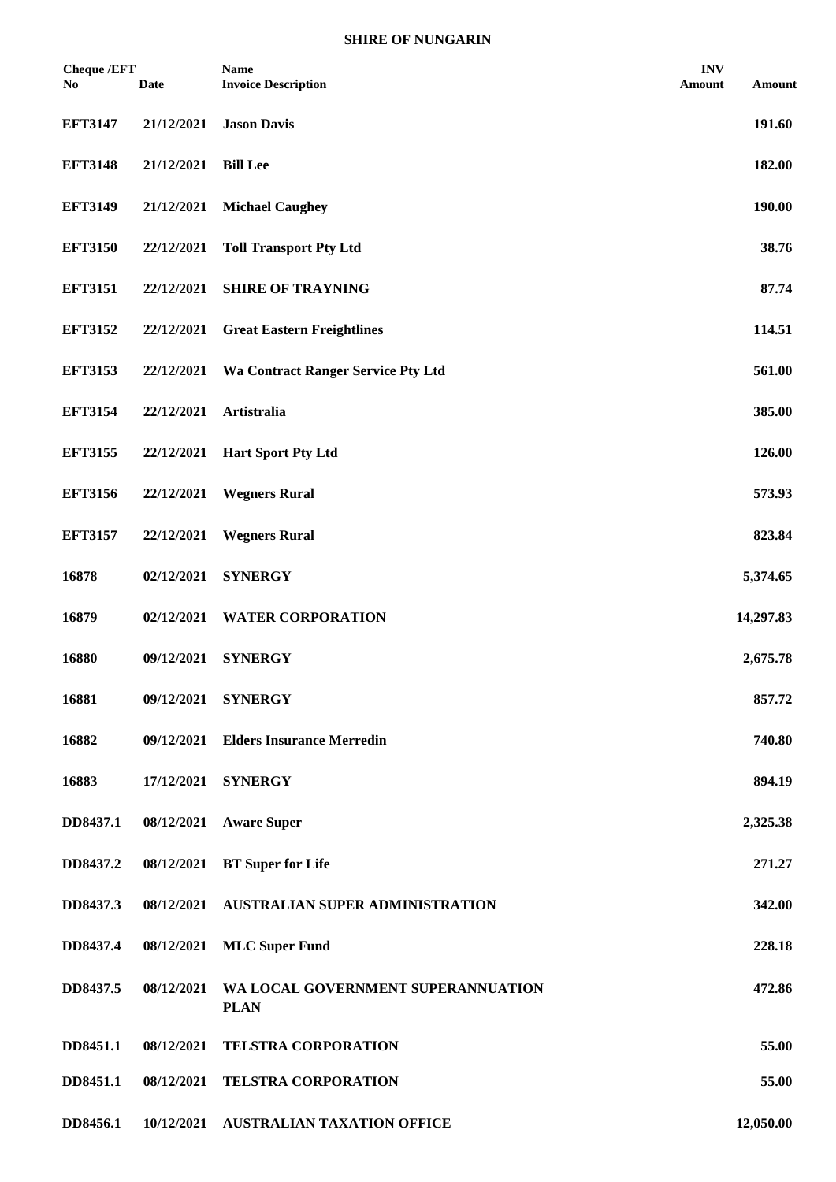**SHIRE OF NUNGARIN**

| Cheque /EFT No | Date | Name<br>Invoice Description | INV Amount | Amount |
|---|---|---|---|---|
| **EFT3147** | **21/12/2021** | **Jason Davis** | | **191.60** |
| **EFT3148** | **21/12/2021** | **Bill Lee** | | **182.00** |
| **EFT3149** | **21/12/2021** | **Michael Caughey** | | **190.00** |
| **EFT3150** | **22/12/2021** | **Toll Transport Pty Ltd** | | **38.76** |
| **EFT3151** | **22/12/2021** | **SHIRE OF TRAYNING** | | **87.74** |
| **EFT3152** | **22/12/2021** | **Great Eastern Freightlines** | | **114.51** |
| **EFT3153** | **22/12/2021** | **Wa Contract Ranger Service Pty Ltd** | | **561.00** |
| **EFT3154** | **22/12/2021** | **Artistralia** | | **385.00** |
| **EFT3155** | **22/12/2021** | **Hart Sport Pty Ltd** | | **126.00** |
| **EFT3156** | **22/12/2021** | **Wegners Rural** | | **573.93** |
| **EFT3157** | **22/12/2021** | **Wegners Rural** | | **823.84** |
| **16878** | **02/12/2021** | **SYNERGY** | | **5,374.65** |
| **16879** | **02/12/2021** | **WATER CORPORATION** | | **14,297.83** |
| **16880** | **09/12/2021** | **SYNERGY** | | **2,675.78** |
| **16881** | **09/12/2021** | **SYNERGY** | | **857.72** |
| **16882** | **09/12/2021** | **Elders Insurance Merredin** | | **740.80** |
| **16883** | **17/12/2021** | **SYNERGY** | | **894.19** |
| **DD8437.1** | **08/12/2021** | **Aware Super** | | **2,325.38** |
| **DD8437.2** | **08/12/2021** | **BT Super for Life** | | **271.27** |
| **DD8437.3** | **08/12/2021** | **AUSTRALIAN SUPER ADMINISTRATION** | | **342.00** |
| **DD8437.4** | **08/12/2021** | **MLC Super Fund** | | **228.18** |
| **DD8437.5** | **08/12/2021** | **WA LOCAL GOVERNMENT SUPERANNUATION PLAN** | | **472.86** |
| **DD8451.1** | **08/12/2021** | **TELSTRA CORPORATION** | | **55.00** |
| **DD8451.1** | **08/12/2021** | **TELSTRA CORPORATION** | | **55.00** |
| **DD8456.1** | **10/12/2021** | **AUSTRALIAN TAXATION OFFICE** | | **12,050.00** |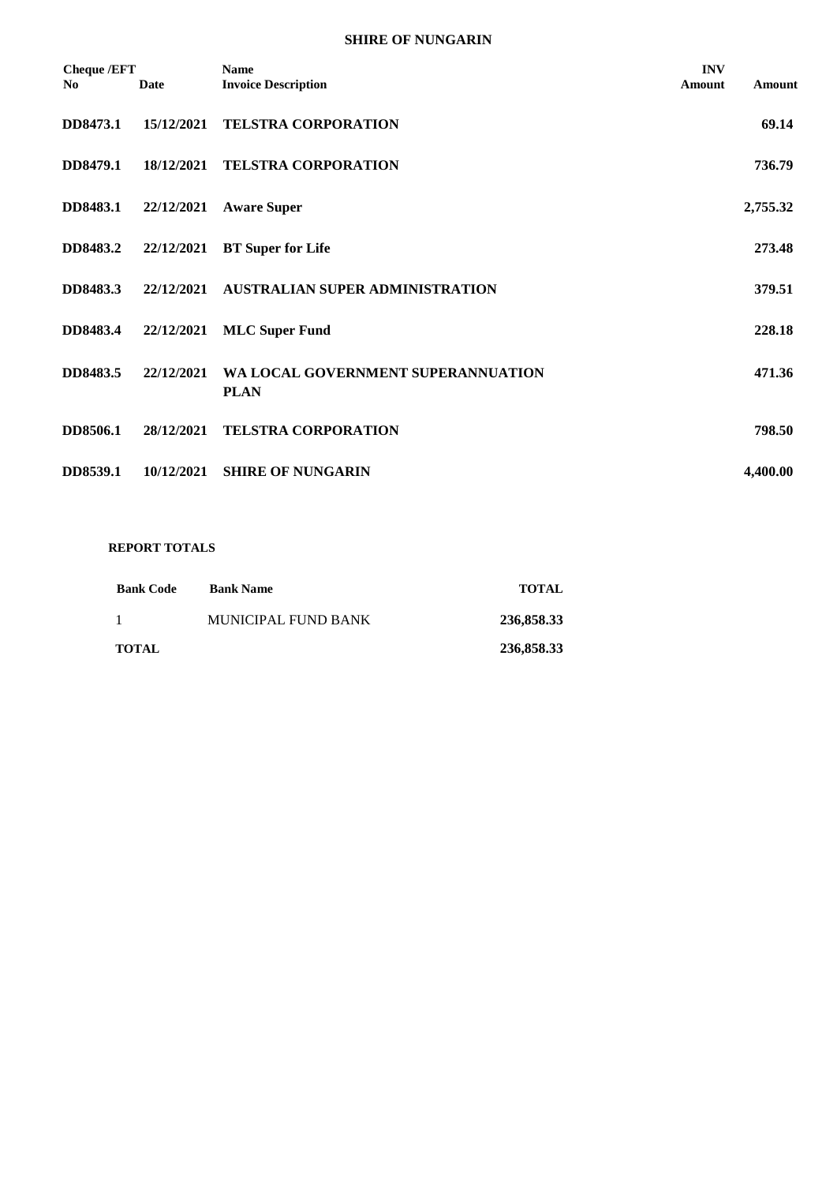**SHIRE OF NUNGARIN**

| Cheque /EFT No | Date | Name / Invoice Description | INV Amount | Amount |
|---|---|---|---|---|
| **DD8473.1** | **15/12/2021** | **TELSTRA CORPORATION** | | **69.14** |
| **DD8479.1** | **18/12/2021** | **TELSTRA CORPORATION** | | **736.79** |
| **DD8483.1** | **22/12/2021** | **Aware Super** | | **2,755.32** |
| **DD8483.2** | **22/12/2021** | **BT Super for Life** | | **273.48** |
| **DD8483.3** | **22/12/2021** | **AUSTRALIAN SUPER ADMINISTRATION** | | **379.51** |
| **DD8483.4** | **22/12/2021** | **MLC Super Fund** | | **228.18** |
| **DD8483.5** | **22/12/2021** | **WA LOCAL GOVERNMENT SUPERANNUATION PLAN** | | **471.36** |
| **DD8506.1** | **28/12/2021** | **TELSTRA CORPORATION** | | **798.50** |
| **DD8539.1** | **10/12/2021** | **SHIRE OF NUNGARIN** | | **4,400.00** |

**REPORT TOTALS**

| Bank Code | Bank Name | TOTAL |
|---|---|---|
| 1 | MUNICIPAL FUND BANK | **236,858.33** |
| **TOTAL** | | **236,858.33** |